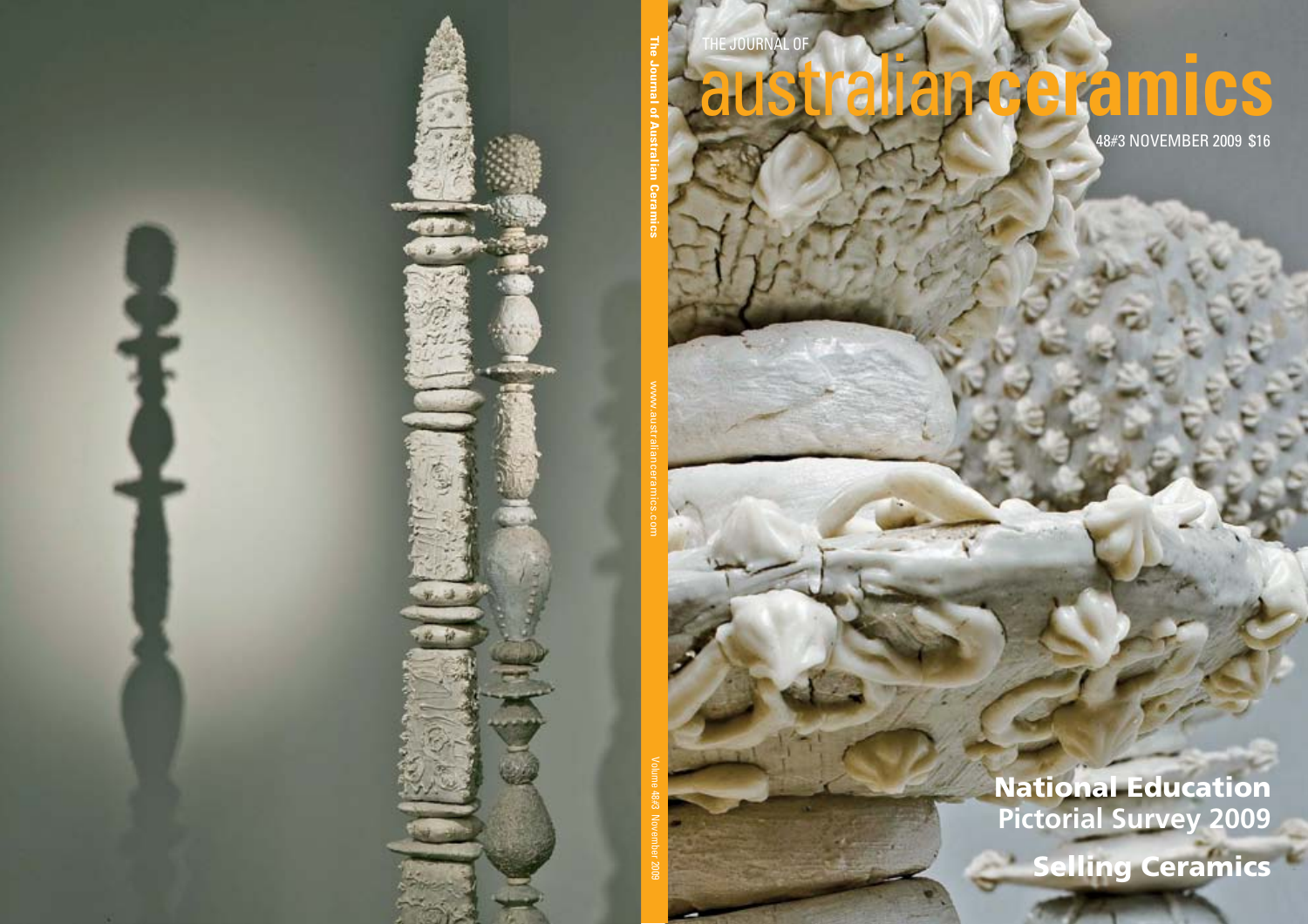THE JOURNAL OF

# australian ceramics

48#3 NOVEMBER 2009 $16

The Journal of Australian Ceramics

www.australianceramics.com

Volume 48#3 November 2009

## National Education Pictorial Survey 2009

## Selling Ceramics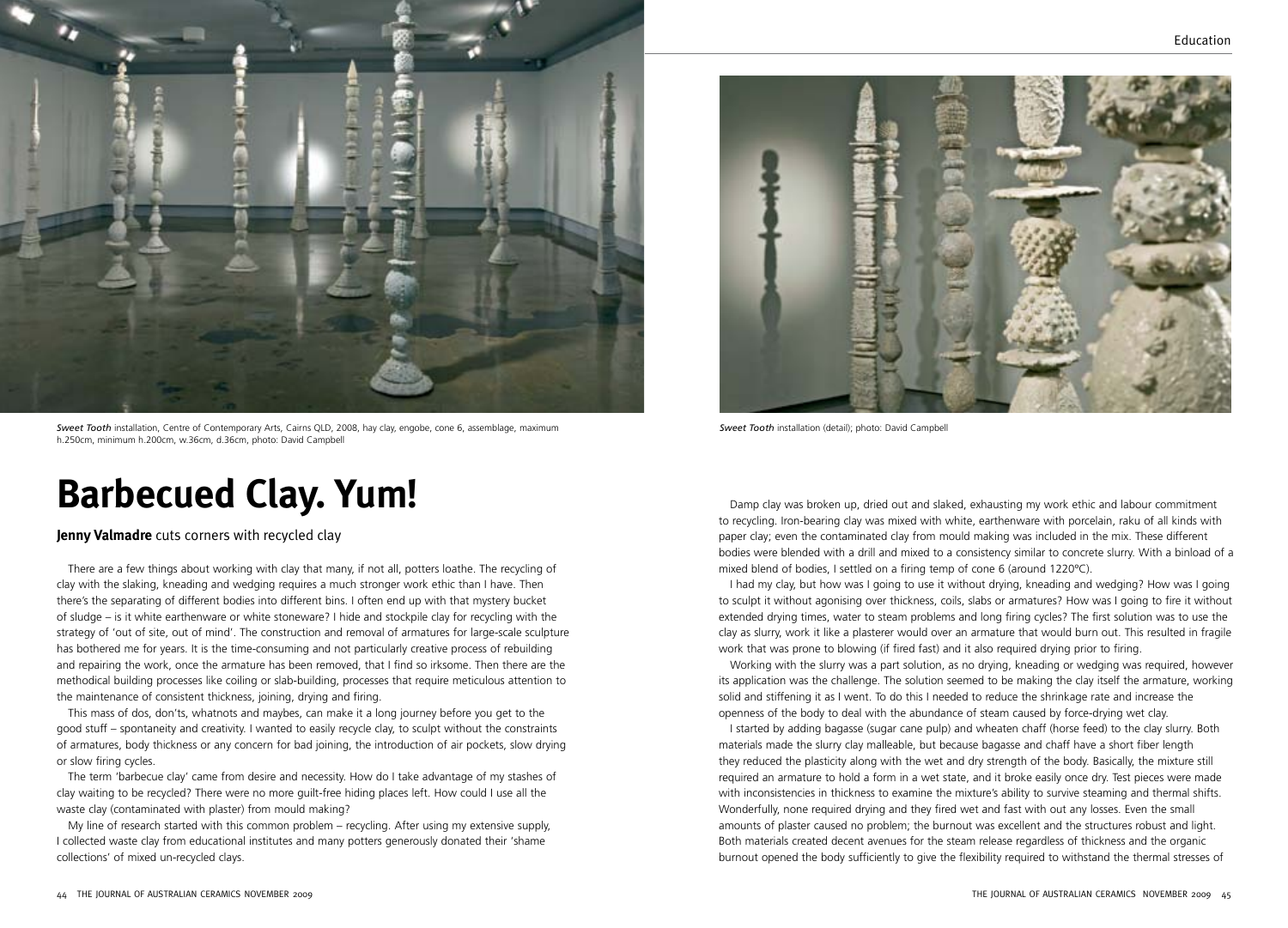*Sweet Tooth* installation, Centre of Contemporary Arts, Cairns QLD, 2008, hay clay, engobe, cone 6, assemblage, maximum h.250cm, minimum h.200cm, w.36cm, d.36cm, photo: David Campbell

*Sweet Tooth* installation (detail); photo: David Campbell

# Barbecued Clay. Yum!

**Jenny Valmadre** cuts corners with recycled clay

There are a few things about working with clay that many, if not all, potters loathe. The recycling of clay with the slaking, kneading and wedging requires a much stronger work ethic than I have. Then there's the separating of different bodies into different bins. I often end up with that mystery bucket of sludge – is it white earthenware or white stoneware? I hide and stockpile clay for recycling with the strategy of 'out of site, out of mind'. The construction and removal of armatures for large-scale sculpture has bothered me for years. It is the time-consuming and not particularly creative process of rebuilding and repairing the work, once the armature has been removed, that I find so irksome. Then there are the methodical building processes like coiling or slab-building, processes that require meticulous attention to the maintenance of consistent thickness, joining, drying and firing.

This mass of dos, don'ts, whatnots and maybes, can make it a long journey before you get to the good stuff – spontaneity and creativity. I wanted to easily recycle clay, to sculpt without the constraints of armatures, body thickness or any concern for bad joining, the introduction of air pockets, slow drying or slow firing cycles.

The term 'barbecue clay' came from desire and necessity. How do I take advantage of my stashes of clay waiting to be recycled? There were no more guilt-free hiding places left. How could I use all the waste clay (contaminated with plaster) from mould making?

My line of research started with this common problem – recycling. After using my extensive supply, I collected waste clay from educational institutes and many potters generously donated their 'shame collections' of mixed un-recycled clays.

Damp clay was broken up, dried out and slaked, exhausting my work ethic and labour commitment to recycling. Iron-bearing clay was mixed with white, earthenware with porcelain, raku of all kinds with paper clay; even the contaminated clay from mould making was included in the mix. These different bodies were blended with a drill and mixed to a consistency similar to concrete slurry. With a binload of a mixed blend of bodies, I settled on a firing temp of cone 6 (around 1220ºC).

I had my clay, but how was I going to use it without drying, kneading and wedging? How was I going to sculpt it without agonising over thickness, coils, slabs or armatures? How was I going to fire it without extended drying times, water to steam problems and long firing cycles? The first solution was to use the clay as slurry, work it like a plasterer would over an armature that would burn out. This resulted in fragile work that was prone to blowing (if fired fast) and it also required drying prior to firing.

Working with the slurry was a part solution, as no drying, kneading or wedging was required, however its application was the challenge. The solution seemed to be making the clay itself the armature, working solid and stiffening it as I went. To do this I needed to reduce the shrinkage rate and increase the openness of the body to deal with the abundance of steam caused by force-drying wet clay.

I started by adding bagasse (sugar cane pulp) and wheaten chaff (horse feed) to the clay slurry. Both materials made the slurry clay malleable, but because bagasse and chaff have a short fiber length they reduced the plasticity along with the wet and dry strength of the body. Basically, the mixture still required an armature to hold a form in a wet state, and it broke easily once dry. Test pieces were made with inconsistencies in thickness to examine the mixture's ability to survive steaming and thermal shifts. Wonderfully, none required drying and they fired wet and fast with out any losses. Even the small amounts of plaster caused no problem; the burnout was excellent and the structures robust and light. Both materials created decent avenues for the steam release regardless of thickness and the organic burnout opened the body sufficiently to give the flexibility required to withstand the thermal stresses of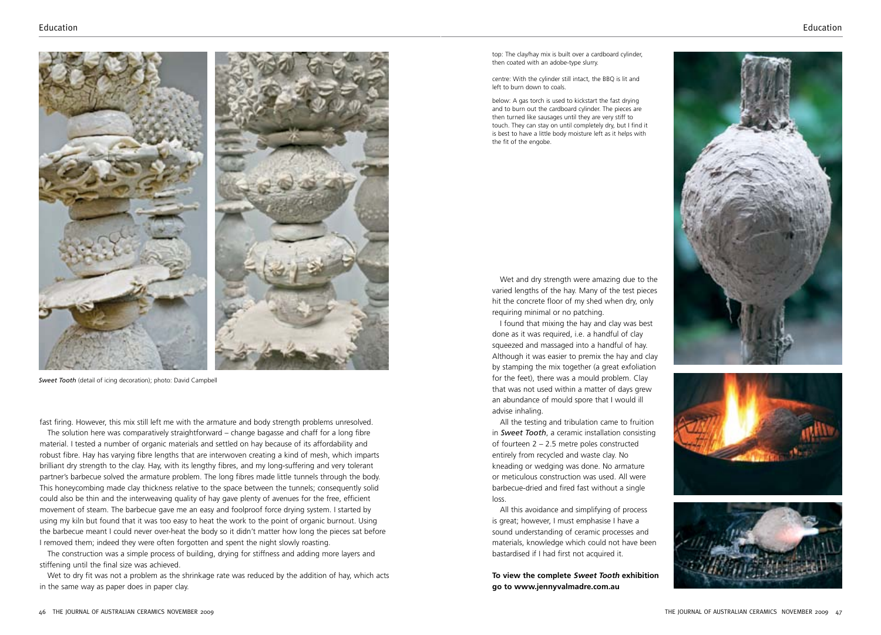*Sweet Tooth* (detail of icing decoration); photo: David Campbell

fast firing. However, this mix still left me with the armature and body strength problems unresolved.

The solution here was comparatively straightforward – change bagasse and chaff for a long fibre material. I tested a number of organic materials and settled on hay because of its affordability and robust fibre. Hay has varying fibre lengths that are interwoven creating a kind of mesh, which imparts brilliant dry strength to the clay. Hay, with its lengthy fibres, and my long-suffering and very tolerant partner's barbecue solved the armature problem. The long fibres made little tunnels through the body. This honeycombing made clay thickness relative to the space between the tunnels; consequently solid could also be thin and the interweaving quality of hay gave plenty of avenues for the free, efficient movement of steam. The barbecue gave me an easy and foolproof force drying system. I started by using my kiln but found that it was too easy to heat the work to the point of organic burnout. Using the barbecue meant I could never over-heat the body so it didn't matter how long the pieces sat before I removed them; indeed they were often forgotten and spent the night slowly roasting.

The construction was a simple process of building, drying for stiffness and adding more layers and stiffening until the final size was achieved.

Wet to dry fit was not a problem as the shrinkage rate was reduced by the addition of hay, which acts in the same way as paper does in paper clay.

top: The clay/hay mix is built over a cardboard cylinder, then coated with an adobe-type slurry.

centre: With the cylinder still intact, the BBQ is lit and left to burn down to coals.

below: A gas torch is used to kickstart the fast drying and to burn out the cardboard cylinder. The pieces are then turned like sausages until they are very stiff to touch. They can stay on until completely dry, but I find it is best to have a little body moisture left as it helps with the fit of the engobe.

Wet and dry strength were amazing due to the varied lengths of the hay. Many of the test pieces hit the concrete floor of my shed when dry, only requiring minimal or no patching.

I found that mixing the hay and clay was best done as it was required, i.e. a handful of clay squeezed and massaged into a handful of hay. Although it was easier to premix the hay and clay by stamping the mix together (a great exfoliation for the feet), there was a mould problem. Clay that was not used within a matter of days grew an abundance of mould spore that I would ill advise inhaling.

All the testing and tribulation came to fruition in ***Sweet Tooth***, a ceramic installation consisting of fourteen 2 – 2.5 metre poles constructed entirely from recycled and waste clay. No kneading or wedging was done. No armature or meticulous construction was used. All were barbecue-dried and fired fast without a single loss.

All this avoidance and simplifying of process is great; however, I must emphasise I have a sound understanding of ceramic processes and materials, knowledge which could not have been bastardised if I had first not acquired it.

**To view the complete *Sweet Tooth* exhibition go to www.jennyvalmadre.com.au**